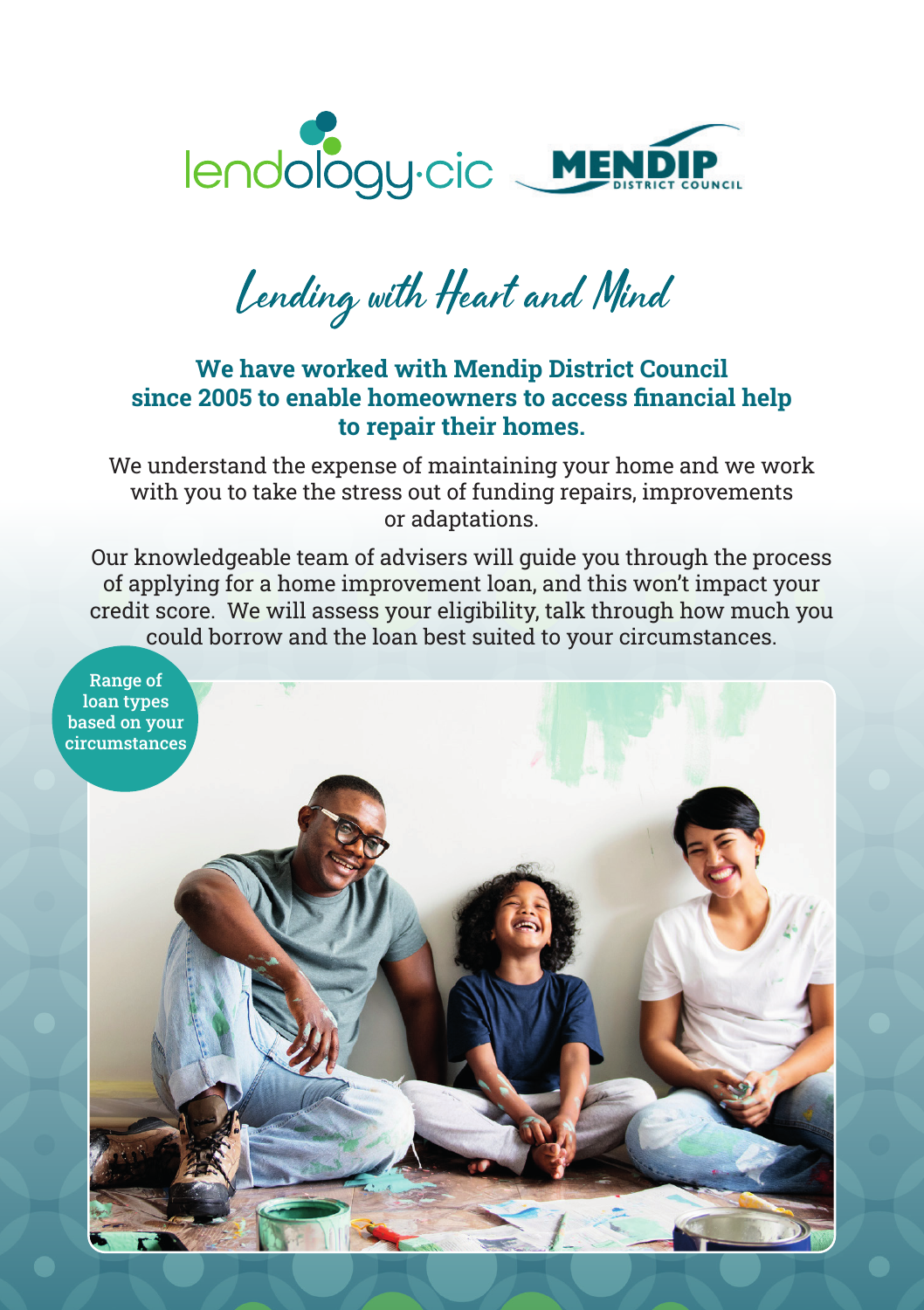# Lending with Heart and Mind

## We have worked with Mendip District Council since 2005 to enable homeowners to access financial help to repair their homes.

We understand the expense of maintaining your home and we work with you to take the stress out of funding repairs, improvements or adaptations.

Our knowledgeable team of advisers will guide you through the process of applying for a home improvement loan, and this won't impact your credit score. We will assess your eligibility, talk through how much you could borrow and the loan best suited to your circumstances.

Range of loan types based on your circumstances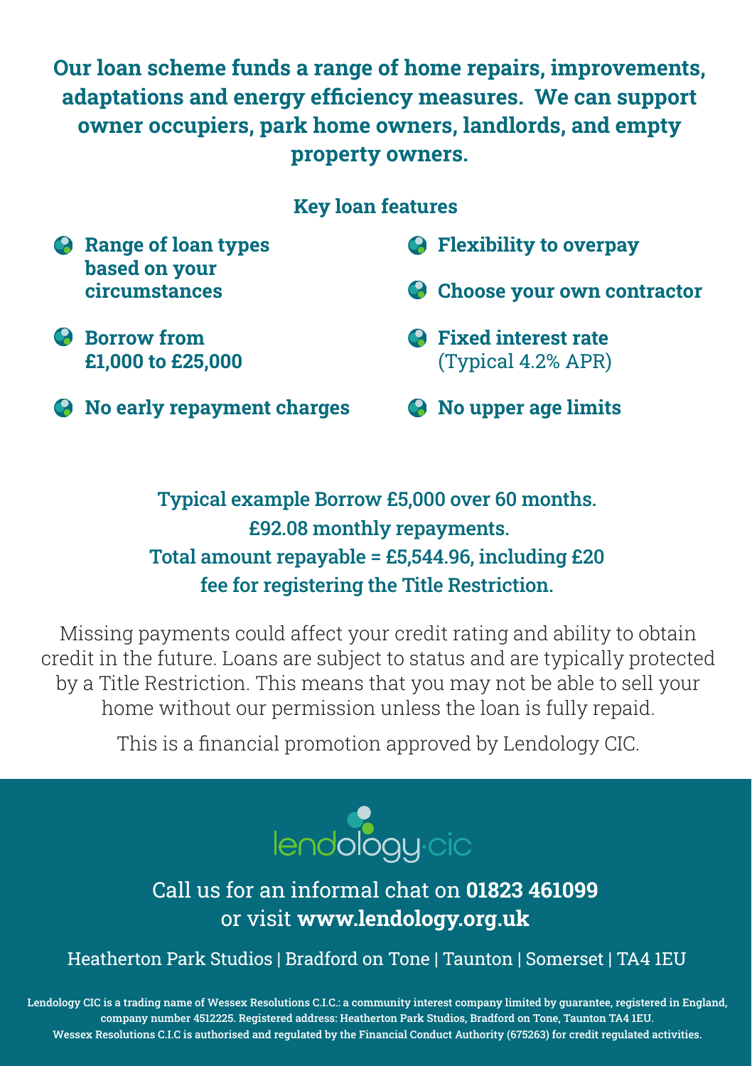**Our loan scheme funds a range of home repairs, improvements, adaptations and energy efficiency measures. We can support owner occupiers, park home owners, landlords, and empty property owners.**

## Key loan features

- **Range of loan types based on your circumstances**
- **Borrow from £1,000 to £25,000**
- **No early repayment charges**
- **Flexibility to overpay**
- **Choose your own contractor**
- **Fixed interest rate** (Typical 4.2% APR)
- **No upper age limits**

**Typical example Borrow £5,000 over 60 months.**
**£92.08 monthly repayments.**
**Total amount repayable = £5,544.96, including £20 fee for registering the Title Restriction.**

Missing payments could affect your credit rating and ability to obtain credit in the future. Loans are subject to status and are typically protected by a Title Restriction. This means that you may not be able to sell your home without our permission unless the loan is fully repaid.

This is a financial promotion approved by Lendology CIC.

lendology·cic

Call us for an informal chat on **01823 461099**
or visit **www.lendology.org.uk**

Heatherton Park Studios | Bradford on Tone | Taunton | Somerset | TA4 1EU

Lendology CIC is a trading name of Wessex Resolutions C.I.C.: a community interest company limited by guarantee, registered in England, company number 4512225. Registered address: Heatherton Park Studios, Bradford on Tone, Taunton TA4 1EU.
Wessex Resolutions C.I.C is authorised and regulated by the Financial Conduct Authority (675263) for credit regulated activities.